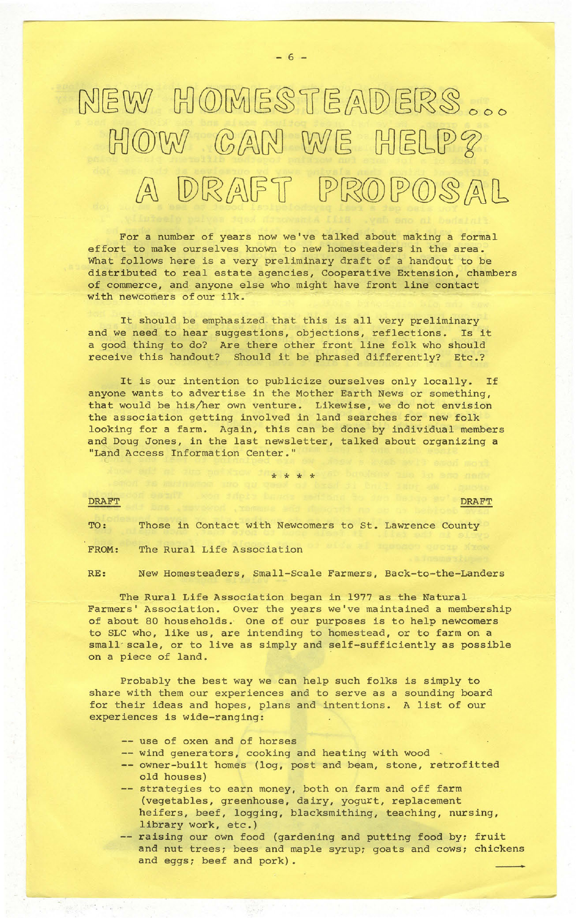# NEW HOMESTEADERS... HOW CAN WE HELP? A DRAFT PROPOSAL

For a number of years now we've talked about making a formal effort to make ourselves known to new homesteaders in the area. What follows here is a very preliminary draft of a handout to be distributed to real estate agencies, Cooperative Extension, chambers of commerce, and anyone else who might have front line contact with newcomers of our ilk.

It should be emphasized that this is all very preliminary and we need to hear suggestions, objections, reflections. Is it a good thing to do? Are there other front line folk who should receive this handout? Should it be phrased differently? Etc.?

It is our intention to publicize ourselves only locally. If anyone wants to advertise in the Mother Earth News or something, that would be his/her own venture. Likewise, we do not envision the association getting involved in land searches for new folk looking for a farm. Again, this can be done by individual members and Doug Jones, in the last newsletter, talked about organizing a "Land Access Information Center."

\* \* \* \*

DRAFT　　　　　　　　　　　　　　　　　　　　　　　　　　DRAFT

TO: Those in Contact with Newcomers to St. Lawrence County

FROM: The Rural Life Association

RE: New Homesteaders, Small-Scale Farmers, Back-to-the-Landers

The Rural Life Association began in 1977 as the Natural Farmers' Association. Over the years we've maintained a membership of about 80 households. One of our purposes is to help newcomers to SLC who, like us, are intending to homestead, or to farm on a small scale, or to live as simply and self-sufficiently as possible on a piece of land.

Probably the best way we can help such folks is simply to share with them our experiences and to serve as a sounding board for their ideas and hopes, plans and intentions. A list of our experiences is wide-ranging:

- -- use of oxen and of horses
- -- wind generators, cooking and heating with wood
- -- owner-built homes (log, post and beam, stone, retrofitted old houses)
- -- strategies to earn money, both on farm and off farm (vegetables, greenhouse, dairy, yogurt, replacement heifers, beef, logging, blacksmithing, teaching, nursing, library work, etc.)
- -- raising our own food (gardening and putting food by; fruit and nut trees; bees and maple syrup; goats and cows; chickens and eggs; beef and pork).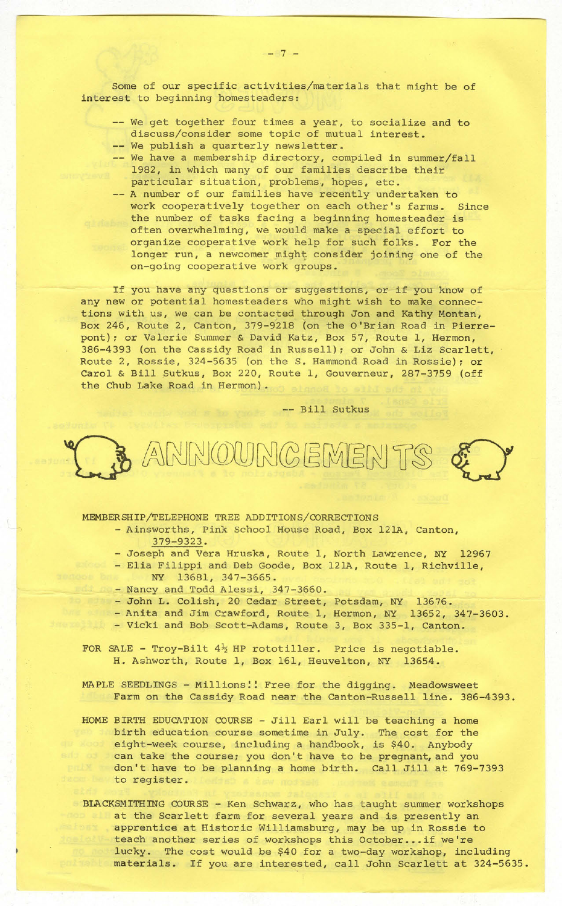Some of our specific activities/materials that might be of interest to beginning homesteaders:

- We get together four times a year, to socialize and to discuss/consider some topic of mutual interest.
- We publish a quarterly newsletter.
- We have a membership directory, compiled in summer/fall 1982, in which many of our families describe their particular situation, problems, hopes, etc.
- A number of our families have recently undertaken to work cooperatively together on each other's farms. Since the number of tasks facing a beginning homesteader is often overwhelming, we would make a special effort to organize cooperative work help for such folks. For the longer run, a newcomer might consider joining one of the on-going cooperative work groups.

If you have any questions or suggestions, or if you know of any new or potential homesteaders who might wish to make connections with us, we can be contacted through Jon and Kathy Montan, Box 246, Route 2, Canton, 379-9218 (on the O'Brian Road in Pierrepont); or Valerie Summer & David Katz, Box 57, Route 1, Hermon, 386-4393 (on the Cassidy Road in Russell); or John & Liz Scarlett, Route 2, Rossie, 324-5635 (on the S. Hammond Road in Rossie); or Carol & Bill Sutkus, Box 220, Route 1, Gouverneur, 287-3759 (off the Chub Lake Road in Hermon).

-- Bill Sutkus

# ANNOUNCEMENTS

MEMBERSHIP/TELEPHONE TREE ADDITIONS/CORRECTIONS

- Ainsworths, Pink School House Road, Box 121A, Canton, 379-9323.
- Joseph and Vera Hruska, Route 1, North Lawrence, NY 12967
- Elia Filippi and Deb Goode, Box 121A, Route 1, Richville, NY 13681, 347-3665.
- Nancy and Todd Alessi, 347-3660.
- John L. Colish, 20 Cedar Street, Potsdam, NY 13676.
- Anita and Jim Crawford, Route 1, Hermon, NY 13652, 347-3603.
- Vicki and Bob Scott-Adams, Route 3, Box 335-1, Canton.

FOR SALE - Troy-Bilt 4½ HP rototiller. Price is negotiable. H. Ashworth, Route 1, Box 161, Heuvelton, NY 13654.

MAPLE SEEDLINGS - Millions!! Free for the digging. Meadowsweet Farm on the Cassidy Road near the Canton-Russell line. 386-4393.

HOME BIRTH EDUCATION COURSE - Jill Earl will be teaching a home birth education course sometime in July. The cost for the eight-week course, including a handbook, is $40. Anybody can take the course; you don't have to be pregnant, and you don't have to be planning a home birth. Call Jill at 769-7393 to register.

BLACKSMITHING COURSE - Ken Schwarz, who has taught summer workshops at the Scarlett farm for several years and is presently an apprentice at Historic Williamsburg, may be up in Rossie to teach another series of workshops this October...if we're lucky. The cost would be $40 for a two-day workshop, including materials. If you are interested, call John Scarlett at 324-5635.